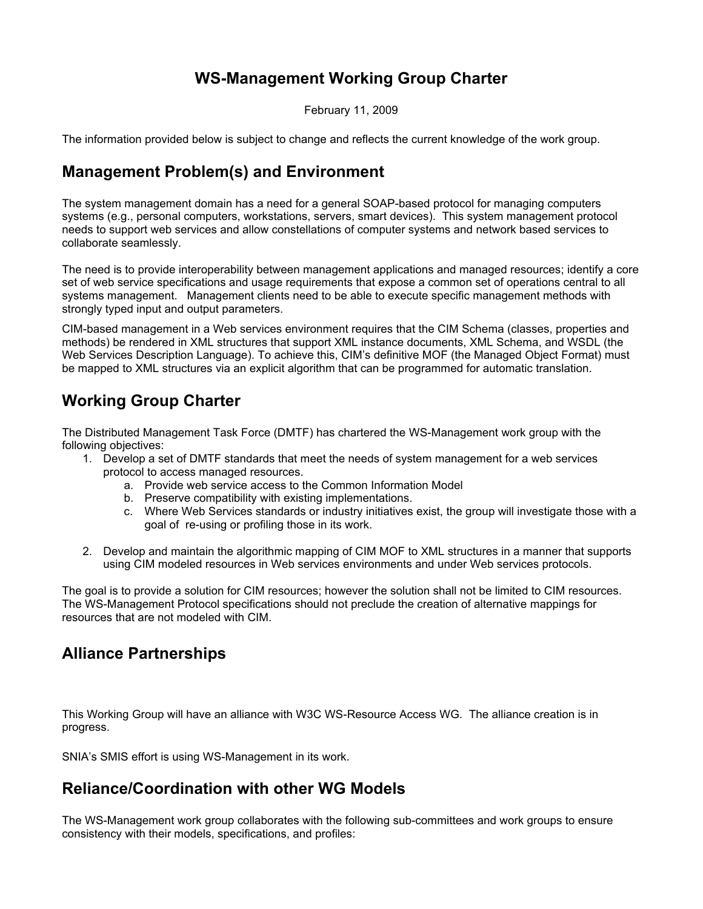# WS-Management Working Group Charter

February 11, 2009

The information provided below is subject to change and reflects the current knowledge of the work group.

## Management Problem(s) and Environment

The system management domain has a need for a general SOAP-based protocol for managing computers systems (e.g., personal computers, workstations, servers, smart devices). This system management protocol needs to support web services and allow constellations of computer systems and network based services to collaborate seamlessly.

The need is to provide interoperability between management applications and managed resources; identify a core set of web service specifications and usage requirements that expose a common set of operations central to all systems management. Management clients need to be able to execute specific management methods with strongly typed input and output parameters.

CIM-based management in a Web services environment requires that the CIM Schema (classes, properties and methods) be rendered in XML structures that support XML instance documents, XML Schema, and WSDL (the Web Services Description Language). To achieve this, CIM's definitive MOF (the Managed Object Format) must be mapped to XML structures via an explicit algorithm that can be programmed for automatic translation.

## Working Group Charter

The Distributed Management Task Force (DMTF) has chartered the WS-Management work group with the following objectives:

1. Develop a set of DMTF standards that meet the needs of system management for a web services protocol to access managed resources.
   a. Provide web service access to the Common Information Model
   b. Preserve compatibility with existing implementations.
   c. Where Web Services standards or industry initiatives exist, the group will investigate those with a goal of re-using or profiling those in its work.

2. Develop and maintain the algorithmic mapping of CIM MOF to XML structures in a manner that supports using CIM modeled resources in Web services environments and under Web services protocols.

The goal is to provide a solution for CIM resources; however the solution shall not be limited to CIM resources. The WS-Management Protocol specifications should not preclude the creation of alternative mappings for resources that are not modeled with CIM.

## Alliance Partnerships

This Working Group will have an alliance with W3C WS-Resource Access WG. The alliance creation is in progress.

SNIA's SMIS effort is using WS-Management in its work.

## Reliance/Coordination with other WG Models

The WS-Management work group collaborates with the following sub-committees and work groups to ensure consistency with their models, specifications, and profiles: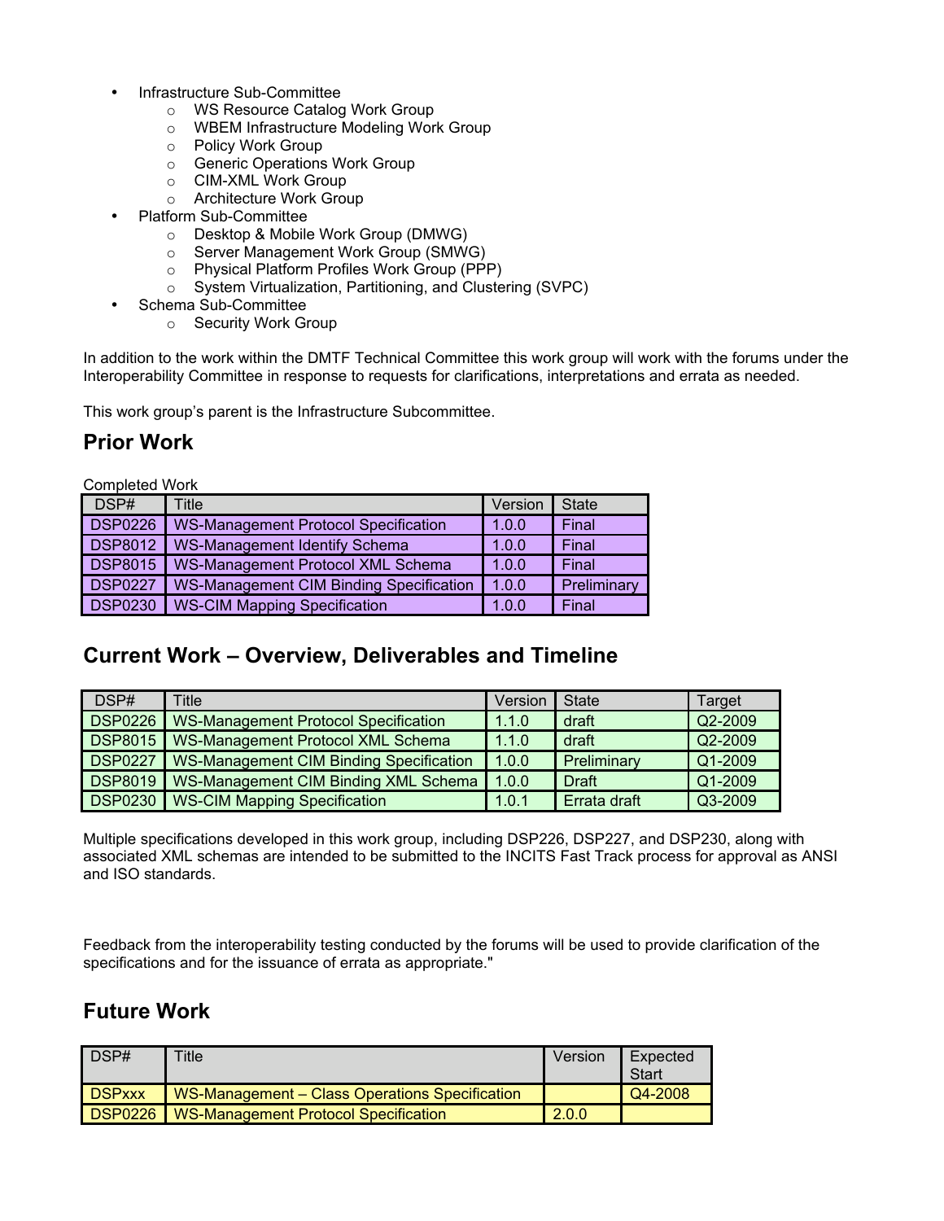- Infrastructure Sub-Committee
  - WS Resource Catalog Work Group
  - WBEM Infrastructure Modeling Work Group
  - Policy Work Group
  - Generic Operations Work Group
  - CIM-XML Work Group
  - Architecture Work Group
- Platform Sub-Committee
  - Desktop & Mobile Work Group (DMWG)
  - Server Management Work Group (SMWG)
  - Physical Platform Profiles Work Group (PPP)
  - System Virtualization, Partitioning, and Clustering (SVPC)
- Schema Sub-Committee
  - Security Work Group

In addition to the work within the DMTF Technical Committee this work group will work with the forums under the Interoperability Committee in response to requests for clarifications, interpretations and errata as needed.

This work group's parent is the Infrastructure Subcommittee.

## Prior Work

Completed Work

| DSP# | Title | Version | State |
|---|---|---|---|
| DSP0226 | WS-Management Protocol Specification | 1.0.0 | Final |
| DSP8012 | WS-Management Identify Schema | 1.0.0 | Final |
| DSP8015 | WS-Management Protocol XML Schema | 1.0.0 | Final |
| DSP0227 | WS-Management CIM Binding Specification | 1.0.0 | Preliminary |
| DSP0230 | WS-CIM Mapping Specification | 1.0.0 | Final |

## Current Work – Overview, Deliverables and Timeline

| DSP# | Title | Version | State | Target |
|---|---|---|---|---|
| DSP0226 | WS-Management Protocol Specification | 1.1.0 | draft | Q2-2009 |
| DSP8015 | WS-Management Protocol XML Schema | 1.1.0 | draft | Q2-2009 |
| DSP0227 | WS-Management CIM Binding Specification | 1.0.0 | Preliminary | Q1-2009 |
| DSP8019 | WS-Management CIM Binding XML Schema | 1.0.0 | Draft | Q1-2009 |
| DSP0230 | WS-CIM Mapping Specification | 1.0.1 | Errata draft | Q3-2009 |

Multiple specifications developed in this work group, including DSP226, DSP227, and DSP230, along with associated XML schemas are intended to be submitted to the INCITS Fast Track process for approval as ANSI and ISO standards.

Feedback from the interoperability testing conducted by the forums will be used to provide clarification of the specifications and for the issuance of errata as appropriate."

## Future Work

| DSP# | Title | Version | Expected Start |
|---|---|---|---|
| DSPxxx | WS-Management – Class Operations Specification | | Q4-2008 |
| DSP0226 | WS-Management Protocol Specification | 2.0.0 | |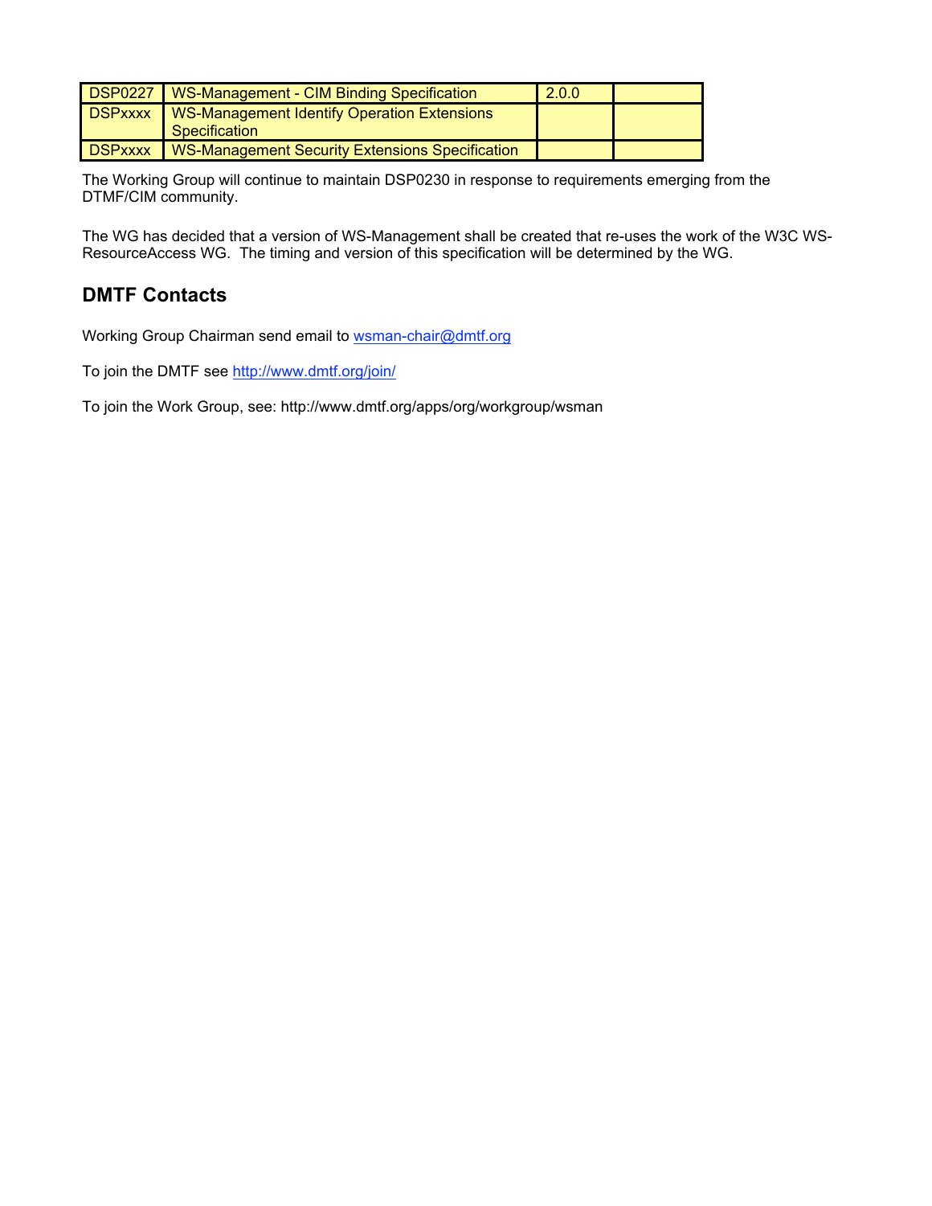| | | | |
|---|---|---|---|
| DSP0227 | WS-Management - CIM Binding Specification | 2.0.0 | |
| DSPxxxx | WS-Management Identify Operation Extensions Specification | | |
| DSPxxxx | WS-Management Security Extensions Specification | | |

The Working Group will continue to maintain DSP0230 in response to requirements emerging from the DTMF/CIM community.

The WG has decided that a version of WS-Management shall be created that re-uses the work of the W3C WS-ResourceAccess WG. The timing and version of this specification will be determined by the WG.

## DMTF Contacts

Working Group Chairman send email to wsman-chair@dmtf.org

To join the DMTF see http://www.dmtf.org/join/

To join the Work Group, see: http://www.dmtf.org/apps/org/workgroup/wsman